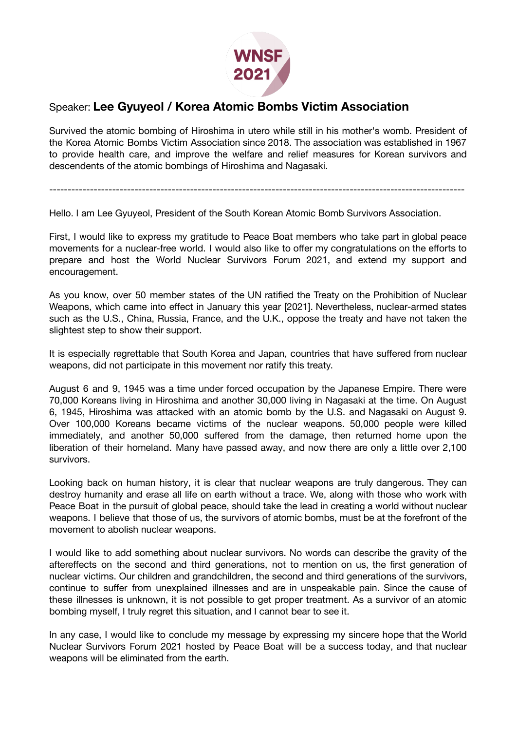WNSF 2021

## Speaker: **Lee Gyuyeol / Korea Atomic Bombs Victim Association**

Survived the atomic bombing of Hiroshima in utero while still in his mother's womb. President of the Korea Atomic Bombs Victim Association since 2018. The association was established in 1967 to provide health care, and improve the welfare and relief measures for Korean survivors and descendents of the atomic bombings of Hiroshima and Nagasaki.

---

Hello. I am Lee Gyuyeol, President of the South Korean Atomic Bomb Survivors Association.

First, I would like to express my gratitude to Peace Boat members who take part in global peace movements for a nuclear-free world. I would also like to offer my congratulations on the efforts to prepare and host the World Nuclear Survivors Forum 2021, and extend my support and encouragement.

As you know, over 50 member states of the UN ratified the Treaty on the Prohibition of Nuclear Weapons, which came into effect in January this year [2021]. Nevertheless, nuclear-armed states such as the U.S., China, Russia, France, and the U.K., oppose the treaty and have not taken the slightest step to show their support.

It is especially regrettable that South Korea and Japan, countries that have suffered from nuclear weapons, did not participate in this movement nor ratify this treaty.

August 6 and 9, 1945 was a time under forced occupation by the Japanese Empire. There were 70,000 Koreans living in Hiroshima and another 30,000 living in Nagasaki at the time. On August 6, 1945, Hiroshima was attacked with an atomic bomb by the U.S. and Nagasaki on August 9. Over 100,000 Koreans became victims of the nuclear weapons. 50,000 people were killed immediately, and another 50,000 suffered from the damage, then returned home upon the liberation of their homeland. Many have passed away, and now there are only a little over 2,100 survivors.

Looking back on human history, it is clear that nuclear weapons are truly dangerous. They can destroy humanity and erase all life on earth without a trace. We, along with those who work with Peace Boat in the pursuit of global peace, should take the lead in creating a world without nuclear weapons. I believe that those of us, the survivors of atomic bombs, must be at the forefront of the movement to abolish nuclear weapons.

I would like to add something about nuclear survivors. No words can describe the gravity of the aftereffects on the second and third generations, not to mention on us, the first generation of nuclear victims. Our children and grandchildren, the second and third generations of the survivors, continue to suffer from unexplained illnesses and are in unspeakable pain. Since the cause of these illnesses is unknown, it is not possible to get proper treatment. As a survivor of an atomic bombing myself, I truly regret this situation, and I cannot bear to see it.

In any case, I would like to conclude my message by expressing my sincere hope that the World Nuclear Survivors Forum 2021 hosted by Peace Boat will be a success today, and that nuclear weapons will be eliminated from the earth.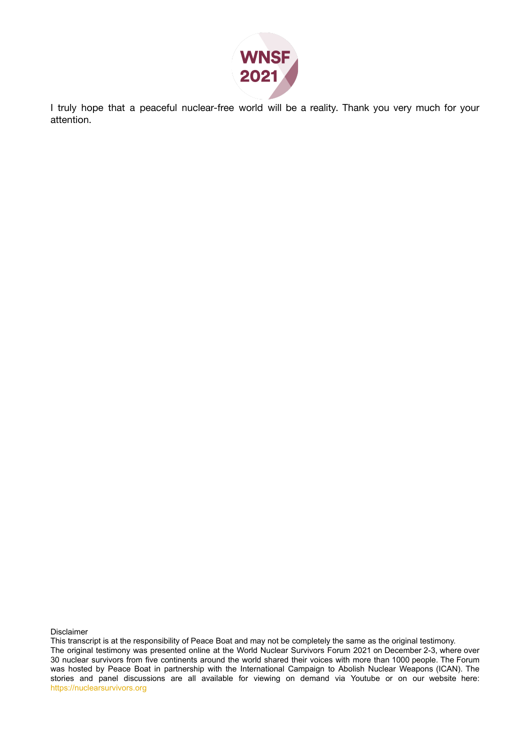I truly hope that a peaceful nuclear-free world will be a reality. Thank you very much for your attention.

Disclaimer

This transcript is at the responsibility of Peace Boat and may not be completely the same as the original testimony.

The original testimony was presented online at the World Nuclear Survivors Forum 2021 on December 2-3, where over 30 nuclear survivors from five continents around the world shared their voices with more than 1000 people. The Forum was hosted by Peace Boat in partnership with the International Campaign to Abolish Nuclear Weapons (ICAN). The stories and panel discussions are all available for viewing on demand via Youtube or on our website here: https://nuclearsurvivors.org